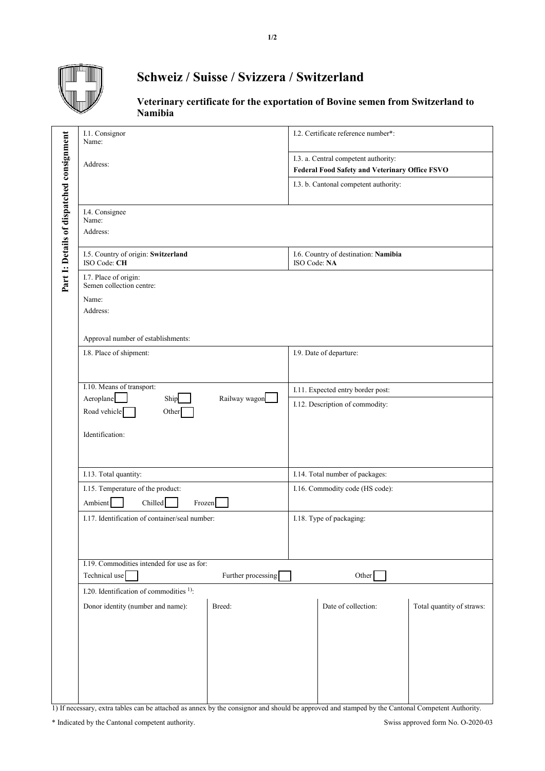# Schweiz / Suisse / Svizzera / Switzerland

## Veterinary certificate for the exportation of Bovine semen from Switzerland to Namibia

**Part I: Details of dispatched consignment**

| | |
|---|---|
| I.1. Consignor<br>Name:<br><br>Address: | I.2. Certificate reference number*: |
| | I.3. a. Central competent authority:<br>**Federal Food Safety and Veterinary Office FSVO** |
| | I.3. b. Cantonal competent authority: |
| I.4. Consignee<br>Name:<br>Address: | |
| I.5. Country of origin: **Switzerland**<br>ISO Code: **CH** | I.6. Country of destination: **Namibia**<br>ISO Code: **NA** |
| I.7. Place of origin:<br>Semen collection centre:<br>Name:<br>Address:<br><br>Approval number of establishments: | |
| I.8. Place of shipment: | I.9. Date of departure: |
| I.10. Means of transport:<br>Aeroplane ☐ Ship ☐ Railway wagon ☐<br>Road vehicle ☐ Other ☐<br><br>Identification: | I.11. Expected entry border post: |
| | I.12. Description of commodity: |
| I.13. Total quantity: | I.14. Total number of packages: |
| I.15. Temperature of the product:<br>Ambient ☐ Chilled ☐ Frozen ☐ | I.16. Commodity code (HS code): |
| I.17. Identification of container/seal number: | I.18. Type of packaging: |
| I.19. Commodities intended for use as for:<br>Technical use ☐ Further processing ☐ Other ☐ | |

I.20. Identification of commodities [1]:

| Donor identity (number and name): | Breed: | Date of collection: | Total quantity of straws: |
|---|---|---|---|
| | | | |

1) If necessary, extra tables can be attached as annex by the consignor and should be approved and stamped by the Cantonal Competent Authority.

\* Indicated by the Cantonal competent authority.

Swiss approved form No. O-2020-03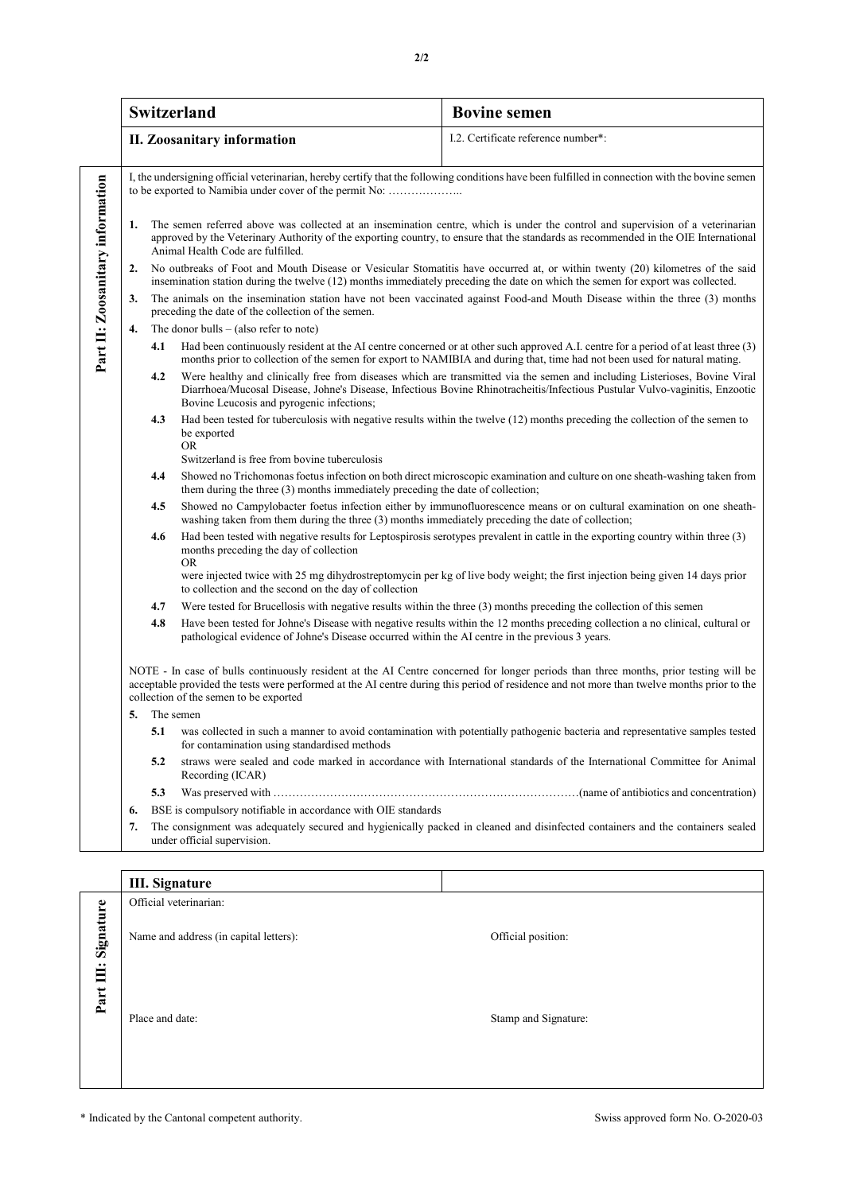| Switzerland | Bovine semen |
|---|---|
| **II. Zoosanitary information** | I.2. Certificate reference number*: |

**Part II: Zoosanitary information**

I, the undersigning official veterinarian, hereby certify that the following conditions have been fulfilled in connection with the bovine semen to be exported to Namibia under cover of the permit No: ………………..

1. The semen referred above was collected at an insemination centre, which is under the control and supervision of a veterinarian approved by the Veterinary Authority of the exporting country, to ensure that the standards as recommended in the OIE International Animal Health Code are fulfilled.
2. No outbreaks of Foot and Mouth Disease or Vesicular Stomatitis have occurred at, or within twenty (20) kilometres of the said insemination station during the twelve (12) months immediately preceding the date on which the semen for export was collected.
3. The animals on the insemination station have not been vaccinated against Food-and Mouth Disease within the three (3) months preceding the date of the collection of the semen.
4. The donor bulls – (also refer to note)
   - **4.1** Had been continuously resident at the AI centre concerned or at other such approved A.I. centre for a period of at least three (3) months prior to collection of the semen for export to NAMIBIA and during that, time had not been used for natural mating.
   - **4.2** Were healthy and clinically free from diseases which are transmitted via the semen and including Listerioses, Bovine Viral Diarrhoea/Mucosal Disease, Johne's Disease, Infectious Bovine Rhinotracheitis/Infectious Pustular Vulvo-vaginitis, Enzootic Bovine Leucosis and pyrogenic infections;
   - **4.3** Had been tested for tuberculosis with negative results within the twelve (12) months preceding the collection of the semen to be exported
     OR
     Switzerland is free from bovine tuberculosis
   - **4.4** Showed no Trichomonas foetus infection on both direct microscopic examination and culture on one sheath-washing taken from them during the three (3) months immediately preceding the date of collection;
   - **4.5** Showed no Campylobacter foetus infection either by immunofluorescence means or on cultural examination on one sheath-washing taken from them during the three (3) months immediately preceding the date of collection;
   - **4.6** Had been tested with negative results for Leptospirosis serotypes prevalent in cattle in the exporting country within three (3) months preceding the day of collection
     OR
     were injected twice with 25 mg dihydrostreptomycin per kg of live body weight; the first injection being given 14 days prior to collection and the second on the day of collection
   - **4.7** Were tested for Brucellosis with negative results within the three (3) months preceding the collection of this semen
   - **4.8** Have been tested for Johne's Disease with negative results within the 12 months preceding collection a no clinical, cultural or pathological evidence of Johne's Disease occurred within the AI centre in the previous 3 years.

NOTE - In case of bulls continuously resident at the AI Centre concerned for longer periods than three months, prior testing will be acceptable provided the tests were performed at the AI centre during this period of residence and not more than twelve months prior to the collection of the semen to be exported

5. The semen
   - **5.1** was collected in such a manner to avoid contamination with potentially pathogenic bacteria and representative samples tested for contamination using standardised methods
   - **5.2** straws were sealed and code marked in accordance with International standards of the International Committee for Animal Recording (ICAR)
   - **5.3** Was preserved with ……………………………………………………………………(name of antibiotics and concentration)
6. BSE is compulsory notifiable in accordance with OIE standards
7. The consignment was adequately secured and hygienically packed in cleaned and disinfected containers and the containers sealed under official supervision.

**Part III: Signature**

| III. Signature | |
|---|---|
| Official veterinarian: | |
| Name and address (in capital letters): | Official position: |
| Place and date: | Stamp and Signature: |

\* Indicated by the Cantonal competent authority.

Swiss approved form No. O-2020-03